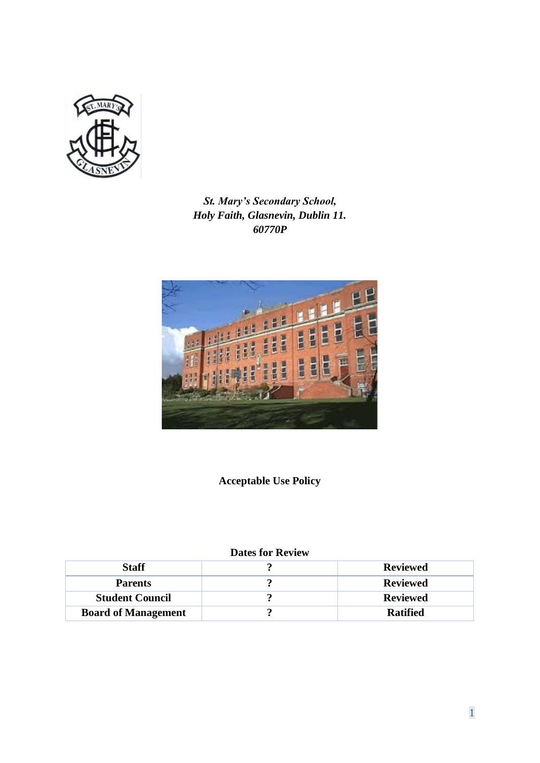*St. Mary's Secondary School,*
*Holy Faith, Glasnevin, Dublin 11.*
*60770P*

**Acceptable Use Policy**

**Dates for Review**

| Staff | ? | Reviewed |
|---|---|---|
| **Parents** | **?** | **Reviewed** |
| **Student Council** | **?** | **Reviewed** |
| **Board of Management** | **?** | **Ratified** |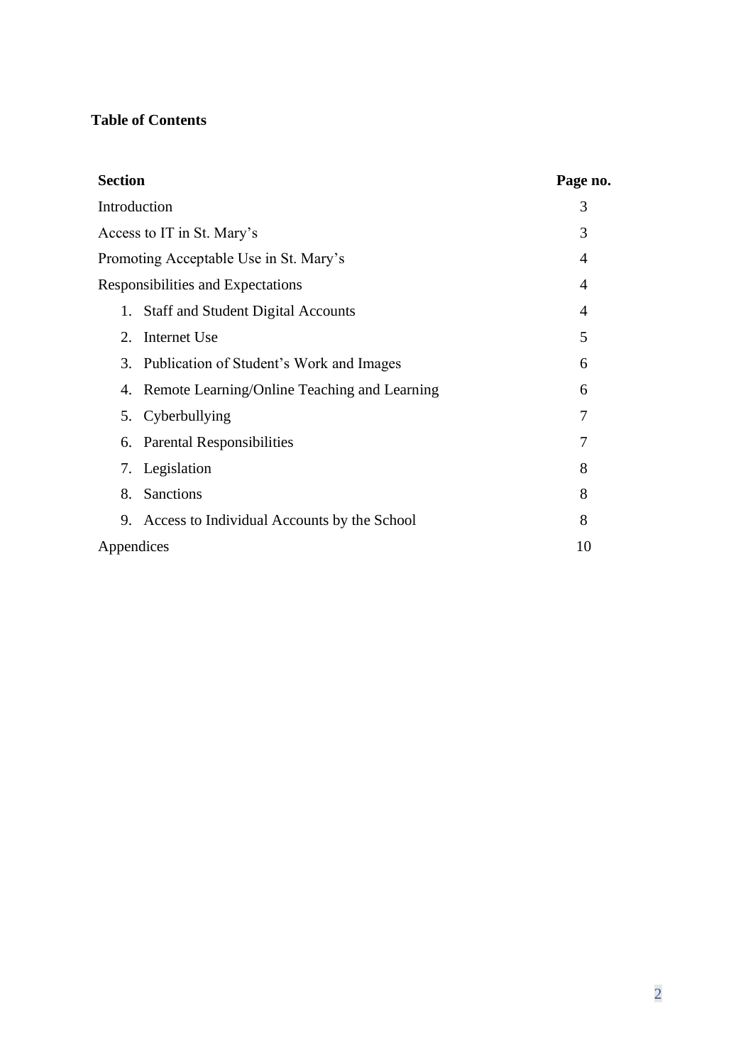**Table of Contents**

| **Section** | **Page no.** |
|---|---|
| Introduction | 3 |
| Access to IT in St. Mary’s | 3 |
| Promoting Acceptable Use in St. Mary’s | 4 |
| Responsibilities and Expectations | 4 |
| 1. Staff and Student Digital Accounts | 4 |
| 2. Internet Use | 5 |
| 3. Publication of Student’s Work and Images | 6 |
| 4. Remote Learning/Online Teaching and Learning | 6 |
| 5. Cyberbullying | 7 |
| 6. Parental Responsibilities | 7 |
| 7. Legislation | 8 |
| 8. Sanctions | 8 |
| 9. Access to Individual Accounts by the School | 8 |
| Appendices | 10 |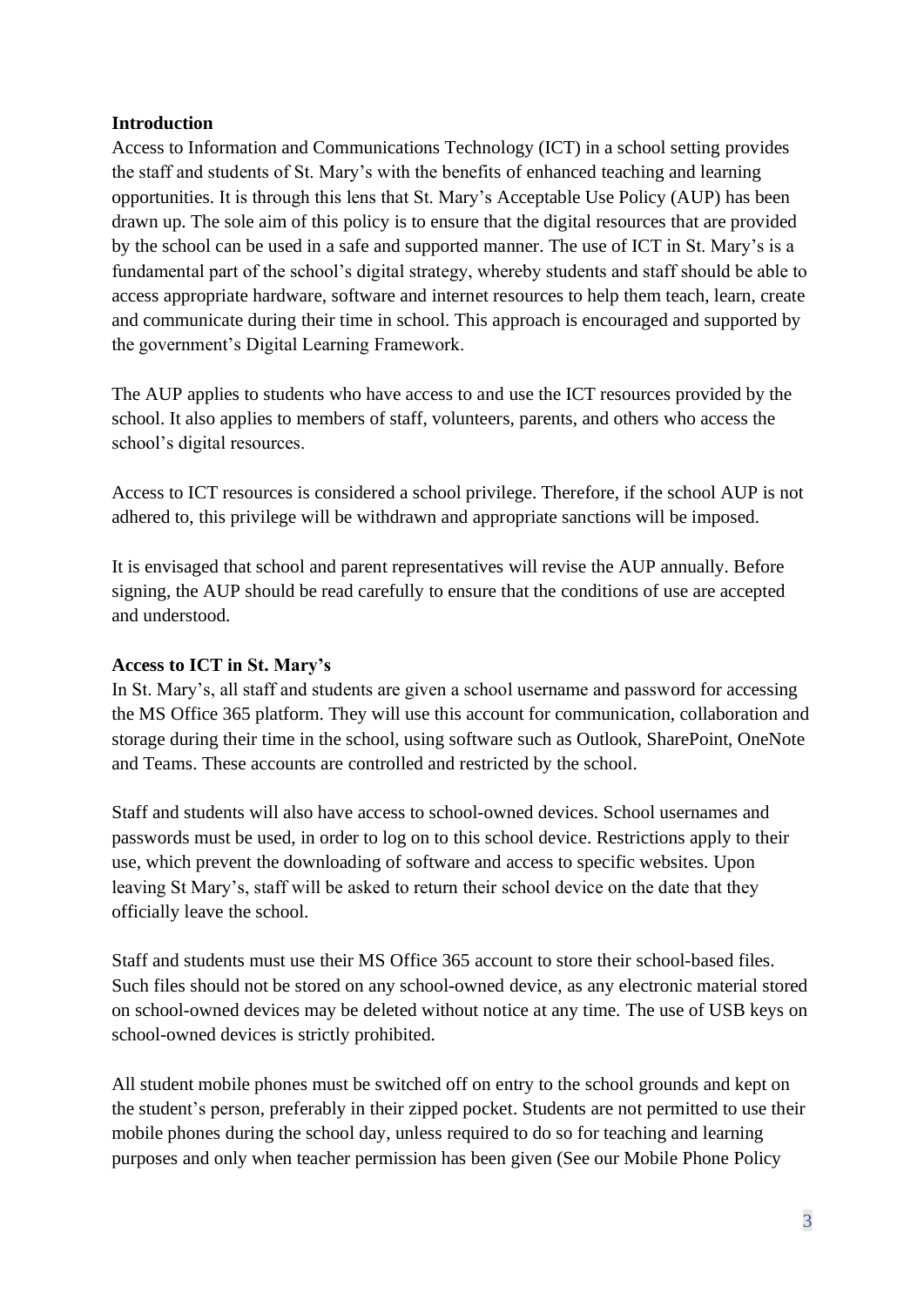**Introduction**

Access to Information and Communications Technology (ICT) in a school setting provides the staff and students of St. Mary's with the benefits of enhanced teaching and learning opportunities. It is through this lens that St. Mary's Acceptable Use Policy (AUP) has been drawn up. The sole aim of this policy is to ensure that the digital resources that are provided by the school can be used in a safe and supported manner. The use of ICT in St. Mary's is a fundamental part of the school's digital strategy, whereby students and staff should be able to access appropriate hardware, software and internet resources to help them teach, learn, create and communicate during their time in school. This approach is encouraged and supported by the government's Digital Learning Framework.

The AUP applies to students who have access to and use the ICT resources provided by the school. It also applies to members of staff, volunteers, parents, and others who access the school's digital resources.

Access to ICT resources is considered a school privilege. Therefore, if the school AUP is not adhered to, this privilege will be withdrawn and appropriate sanctions will be imposed.

It is envisaged that school and parent representatives will revise the AUP annually. Before signing, the AUP should be read carefully to ensure that the conditions of use are accepted and understood.

**Access to ICT in St. Mary's**

In St. Mary's, all staff and students are given a school username and password for accessing the MS Office 365 platform. They will use this account for communication, collaboration and storage during their time in the school, using software such as Outlook, SharePoint, OneNote and Teams. These accounts are controlled and restricted by the school.

Staff and students will also have access to school-owned devices. School usernames and passwords must be used, in order to log on to this school device. Restrictions apply to their use, which prevent the downloading of software and access to specific websites. Upon leaving St Mary's, staff will be asked to return their school device on the date that they officially leave the school.

Staff and students must use their MS Office 365 account to store their school-based files. Such files should not be stored on any school-owned device, as any electronic material stored on school-owned devices may be deleted without notice at any time. The use of USB keys on school-owned devices is strictly prohibited.

All student mobile phones must be switched off on entry to the school grounds and kept on the student's person, preferably in their zipped pocket. Students are not permitted to use their mobile phones during the school day, unless required to do so for teaching and learning purposes and only when teacher permission has been given (See our Mobile Phone Policy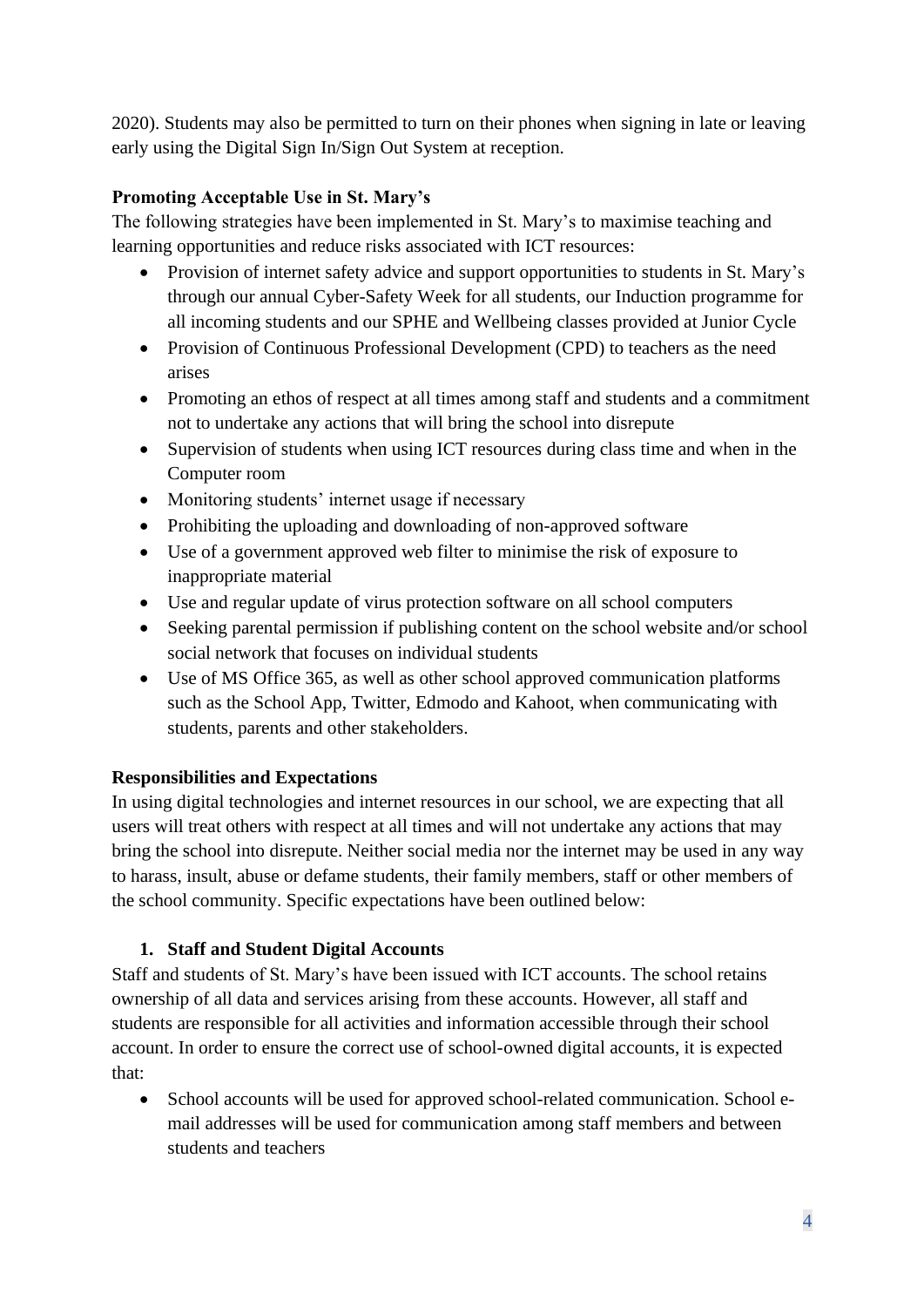2020). Students may also be permitted to turn on their phones when signing in late or leaving early using the Digital Sign In/Sign Out System at reception.

**Promoting Acceptable Use in St. Mary's**

The following strategies have been implemented in St. Mary's to maximise teaching and learning opportunities and reduce risks associated with ICT resources:

- Provision of internet safety advice and support opportunities to students in St. Mary's through our annual Cyber-Safety Week for all students, our Induction programme for all incoming students and our SPHE and Wellbeing classes provided at Junior Cycle
- Provision of Continuous Professional Development (CPD) to teachers as the need arises
- Promoting an ethos of respect at all times among staff and students and a commitment not to undertake any actions that will bring the school into disrepute
- Supervision of students when using ICT resources during class time and when in the Computer room
- Monitoring students' internet usage if necessary
- Prohibiting the uploading and downloading of non-approved software
- Use of a government approved web filter to minimise the risk of exposure to inappropriate material
- Use and regular update of virus protection software on all school computers
- Seeking parental permission if publishing content on the school website and/or school social network that focuses on individual students
- Use of MS Office 365, as well as other school approved communication platforms such as the School App, Twitter, Edmodo and Kahoot, when communicating with students, parents and other stakeholders.

**Responsibilities and Expectations**

In using digital technologies and internet resources in our school, we are expecting that all users will treat others with respect at all times and will not undertake any actions that may bring the school into disrepute. Neither social media nor the internet may be used in any way to harass, insult, abuse or defame students, their family members, staff or other members of the school community. Specific expectations have been outlined below:

1. **Staff and Student Digital Accounts**

Staff and students of St. Mary's have been issued with ICT accounts. The school retains ownership of all data and services arising from these accounts. However, all staff and students are responsible for all activities and information accessible through their school account. In order to ensure the correct use of school-owned digital accounts, it is expected that:

- School accounts will be used for approved school-related communication. School e-mail addresses will be used for communication among staff members and between students and teachers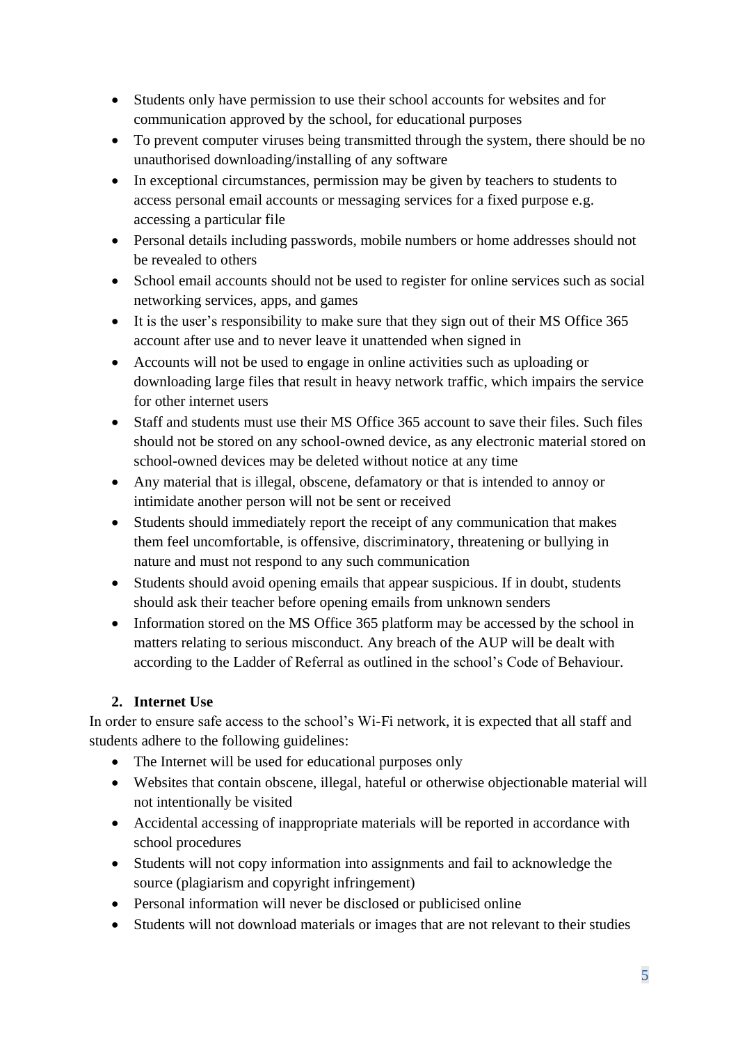- Students only have permission to use their school accounts for websites and for communication approved by the school, for educational purposes
- To prevent computer viruses being transmitted through the system, there should be no unauthorised downloading/installing of any software
- In exceptional circumstances, permission may be given by teachers to students to access personal email accounts or messaging services for a fixed purpose e.g. accessing a particular file
- Personal details including passwords, mobile numbers or home addresses should not be revealed to others
- School email accounts should not be used to register for online services such as social networking services, apps, and games
- It is the user's responsibility to make sure that they sign out of their MS Office 365 account after use and to never leave it unattended when signed in
- Accounts will not be used to engage in online activities such as uploading or downloading large files that result in heavy network traffic, which impairs the service for other internet users
- Staff and students must use their MS Office 365 account to save their files. Such files should not be stored on any school-owned device, as any electronic material stored on school-owned devices may be deleted without notice at any time
- Any material that is illegal, obscene, defamatory or that is intended to annoy or intimidate another person will not be sent or received
- Students should immediately report the receipt of any communication that makes them feel uncomfortable, is offensive, discriminatory, threatening or bullying in nature and must not respond to any such communication
- Students should avoid opening emails that appear suspicious. If in doubt, students should ask their teacher before opening emails from unknown senders
- Information stored on the MS Office 365 platform may be accessed by the school in matters relating to serious misconduct. Any breach of the AUP will be dealt with according to the Ladder of Referral as outlined in the school's Code of Behaviour.

**2. Internet Use**

In order to ensure safe access to the school's Wi-Fi network, it is expected that all staff and students adhere to the following guidelines:

- The Internet will be used for educational purposes only
- Websites that contain obscene, illegal, hateful or otherwise objectionable material will not intentionally be visited
- Accidental accessing of inappropriate materials will be reported in accordance with school procedures
- Students will not copy information into assignments and fail to acknowledge the source (plagiarism and copyright infringement)
- Personal information will never be disclosed or publicised online
- Students will not download materials or images that are not relevant to their studies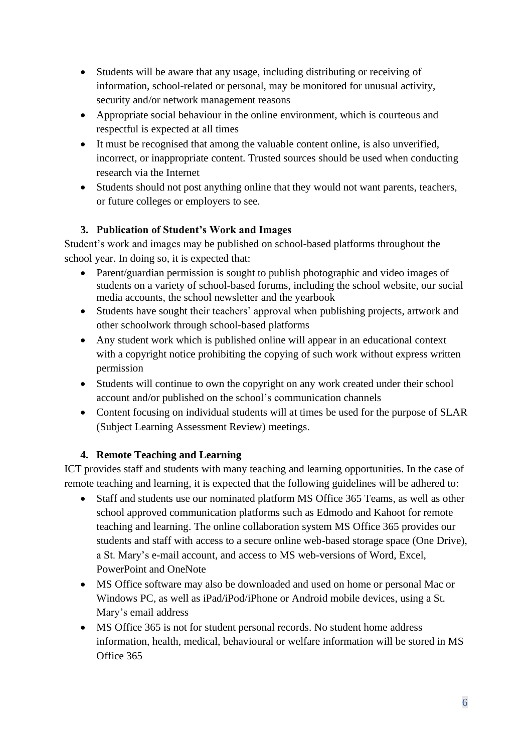- Students will be aware that any usage, including distributing or receiving of information, school-related or personal, may be monitored for unusual activity, security and/or network management reasons
- Appropriate social behaviour in the online environment, which is courteous and respectful is expected at all times
- It must be recognised that among the valuable content online, is also unverified, incorrect, or inappropriate content. Trusted sources should be used when conducting research via the Internet
- Students should not post anything online that they would not want parents, teachers, or future colleges or employers to see.

### 3. Publication of Student's Work and Images

Student's work and images may be published on school-based platforms throughout the school year. In doing so, it is expected that:

- Parent/guardian permission is sought to publish photographic and video images of students on a variety of school-based forums, including the school website, our social media accounts, the school newsletter and the yearbook
- Students have sought their teachers' approval when publishing projects, artwork and other schoolwork through school-based platforms
- Any student work which is published online will appear in an educational context with a copyright notice prohibiting the copying of such work without express written permission
- Students will continue to own the copyright on any work created under their school account and/or published on the school's communication channels
- Content focusing on individual students will at times be used for the purpose of SLAR (Subject Learning Assessment Review) meetings.

### 4. Remote Teaching and Learning

ICT provides staff and students with many teaching and learning opportunities. In the case of remote teaching and learning, it is expected that the following guidelines will be adhered to:

- Staff and students use our nominated platform MS Office 365 Teams, as well as other school approved communication platforms such as Edmodo and Kahoot for remote teaching and learning. The online collaboration system MS Office 365 provides our students and staff with access to a secure online web-based storage space (One Drive), a St. Mary's e-mail account, and access to MS web-versions of Word, Excel, PowerPoint and OneNote
- MS Office software may also be downloaded and used on home or personal Mac or Windows PC, as well as iPad/iPod/iPhone or Android mobile devices, using a St. Mary's email address
- MS Office 365 is not for student personal records. No student home address information, health, medical, behavioural or welfare information will be stored in MS Office 365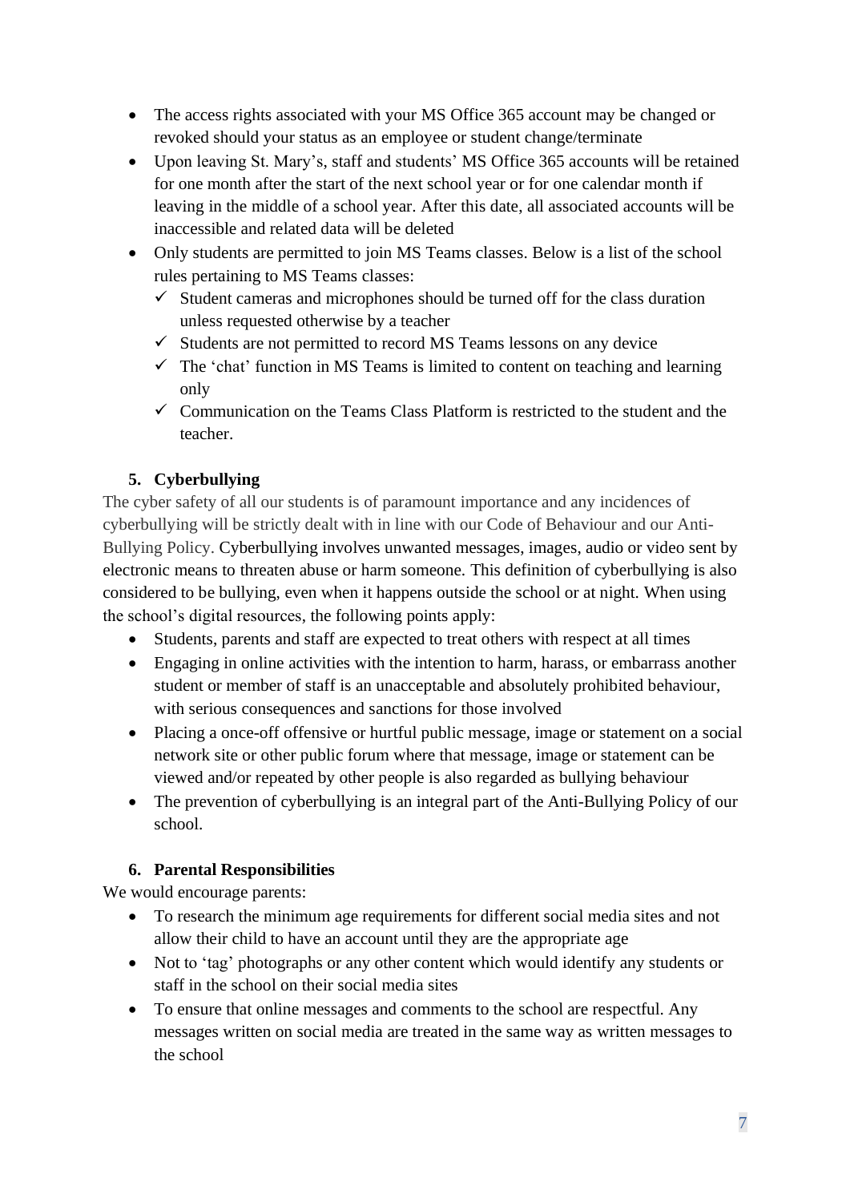- The access rights associated with your MS Office 365 account may be changed or revoked should your status as an employee or student change/terminate
- Upon leaving St. Mary's, staff and students' MS Office 365 accounts will be retained for one month after the start of the next school year or for one calendar month if leaving in the middle of a school year. After this date, all associated accounts will be inaccessible and related data will be deleted
- Only students are permitted to join MS Teams classes. Below is a list of the school rules pertaining to MS Teams classes:
  - ✓ Student cameras and microphones should be turned off for the class duration unless requested otherwise by a teacher
  - ✓ Students are not permitted to record MS Teams lessons on any device
  - ✓ The 'chat' function in MS Teams is limited to content on teaching and learning only
  - ✓ Communication on the Teams Class Platform is restricted to the student and the teacher.

## 5. Cyberbullying

The cyber safety of all our students is of paramount importance and any incidences of cyberbullying will be strictly dealt with in line with our Code of Behaviour and our Anti-Bullying Policy. Cyberbullying involves unwanted messages, images, audio or video sent by electronic means to threaten abuse or harm someone. This definition of cyberbullying is also considered to be bullying, even when it happens outside the school or at night. When using the school's digital resources, the following points apply:

- Students, parents and staff are expected to treat others with respect at all times
- Engaging in online activities with the intention to harm, harass, or embarrass another student or member of staff is an unacceptable and absolutely prohibited behaviour, with serious consequences and sanctions for those involved
- Placing a once-off offensive or hurtful public message, image or statement on a social network site or other public forum where that message, image or statement can be viewed and/or repeated by other people is also regarded as bullying behaviour
- The prevention of cyberbullying is an integral part of the Anti-Bullying Policy of our school.

## 6. Parental Responsibilities

We would encourage parents:

- To research the minimum age requirements for different social media sites and not allow their child to have an account until they are the appropriate age
- Not to 'tag' photographs or any other content which would identify any students or staff in the school on their social media sites
- To ensure that online messages and comments to the school are respectful. Any messages written on social media are treated in the same way as written messages to the school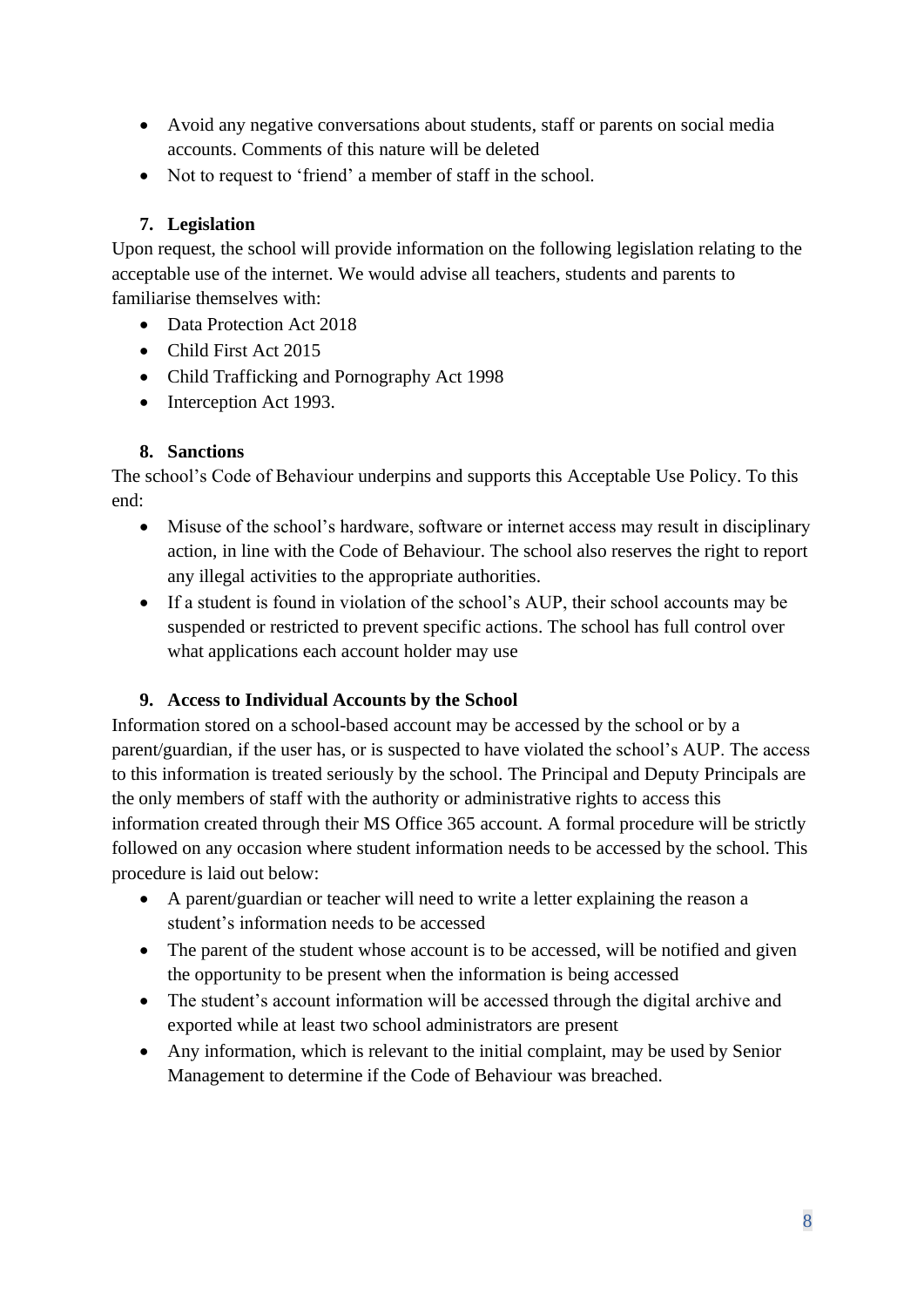- Avoid any negative conversations about students, staff or parents on social media accounts. Comments of this nature will be deleted
- Not to request to 'friend' a member of staff in the school.

### 7. Legislation

Upon request, the school will provide information on the following legislation relating to the acceptable use of the internet. We would advise all teachers, students and parents to familiarise themselves with:

- Data Protection Act 2018
- Child First Act 2015
- Child Trafficking and Pornography Act 1998
- Interception Act 1993.

### 8. Sanctions

The school's Code of Behaviour underpins and supports this Acceptable Use Policy. To this end:

- Misuse of the school's hardware, software or internet access may result in disciplinary action, in line with the Code of Behaviour. The school also reserves the right to report any illegal activities to the appropriate authorities.
- If a student is found in violation of the school's AUP, their school accounts may be suspended or restricted to prevent specific actions. The school has full control over what applications each account holder may use

### 9. Access to Individual Accounts by the School

Information stored on a school-based account may be accessed by the school or by a parent/guardian, if the user has, or is suspected to have violated the school's AUP. The access to this information is treated seriously by the school. The Principal and Deputy Principals are the only members of staff with the authority or administrative rights to access this information created through their MS Office 365 account. A formal procedure will be strictly followed on any occasion where student information needs to be accessed by the school. This procedure is laid out below:

- A parent/guardian or teacher will need to write a letter explaining the reason a student's information needs to be accessed
- The parent of the student whose account is to be accessed, will be notified and given the opportunity to be present when the information is being accessed
- The student's account information will be accessed through the digital archive and exported while at least two school administrators are present
- Any information, which is relevant to the initial complaint, may be used by Senior Management to determine if the Code of Behaviour was breached.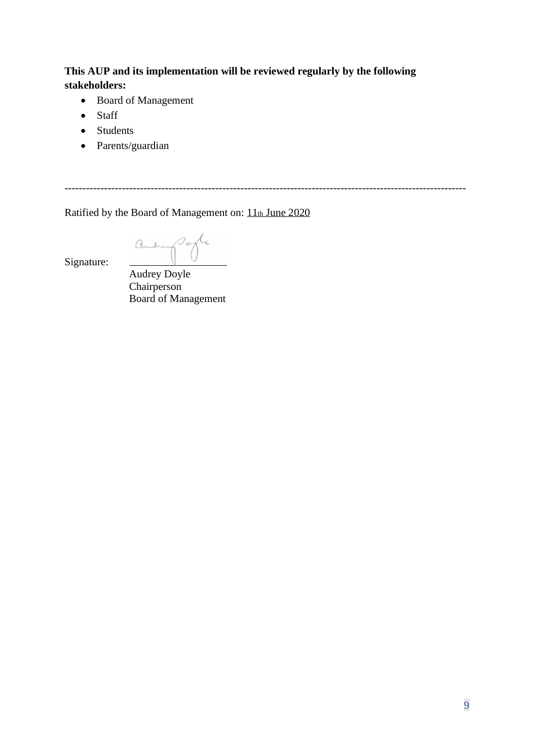**This AUP and its implementation will be reviewed regularly by the following stakeholders:**

- Board of Management
- Staff
- Students
- Parents/guardian

---

Ratified by the Board of Management on: 11th June 2020

Signature: ______________________

Audrey Doyle
Chairperson
Board of Management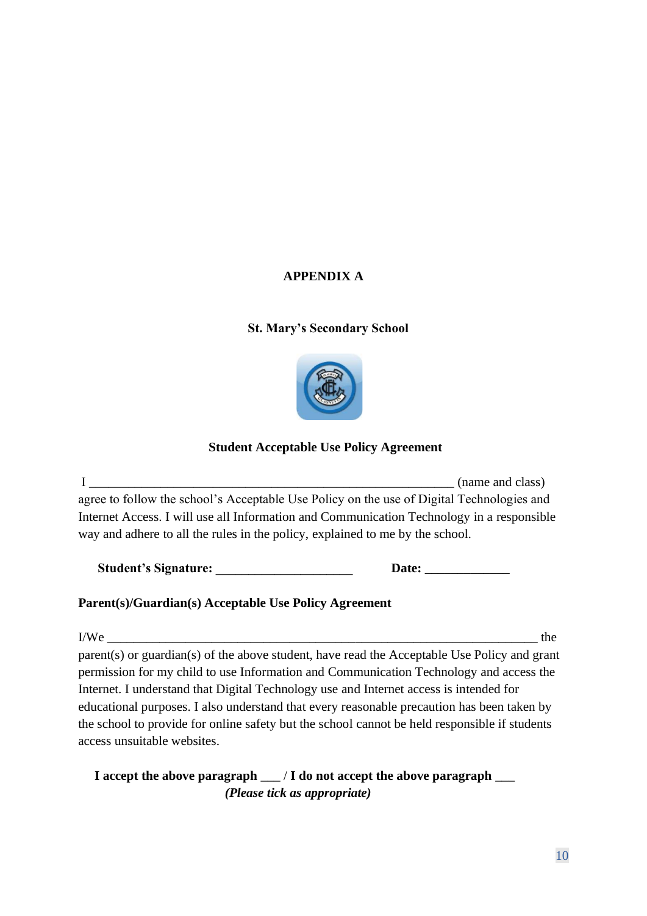**APPENDIX A**

**St. Mary's Secondary School**

**Student Acceptable Use Policy Agreement**

I ________________________________________________________ (name and class) agree to follow the school's Acceptable Use Policy on the use of Digital Technologies and Internet Access. I will use all Information and Communication Technology in a responsible way and adhere to all the rules in the policy, explained to me by the school.

**Student's Signature: _____________________ Date: _____________**

**Parent(s)/Guardian(s) Acceptable Use Policy Agreement**

I/We __________________________________________________________________ the parent(s) or guardian(s) of the above student, have read the Acceptable Use Policy and grant permission for my child to use Information and Communication Technology and access the Internet. I understand that Digital Technology use and Internet access is intended for educational purposes. I also understand that every reasonable precaution has been taken by the school to provide for online safety but the school cannot be held responsible if students access unsuitable websites.

**I accept the above paragraph ___ / I do not accept the above paragraph ___**
***(Please tick as appropriate)***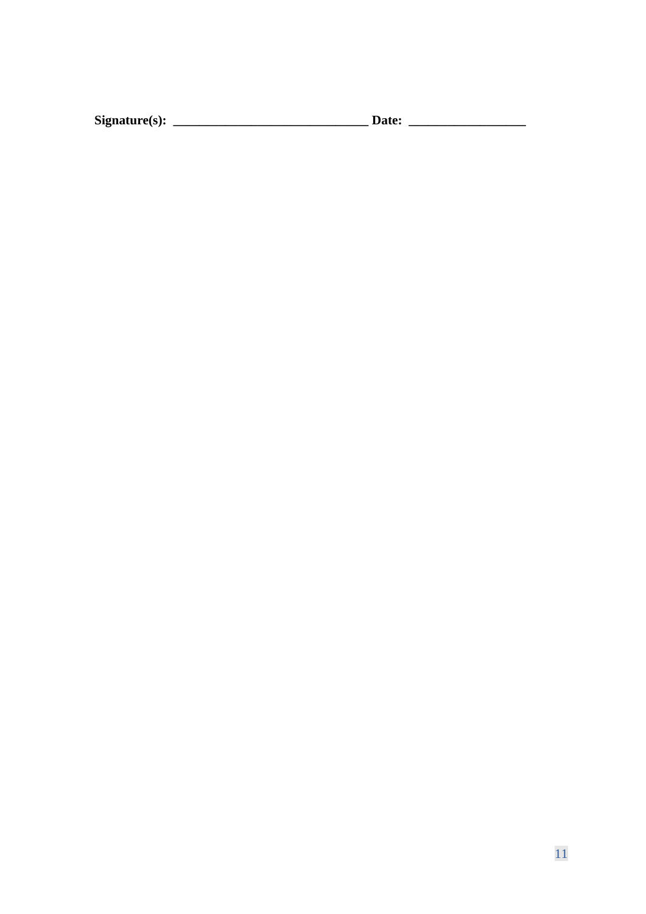**Signature(s): _______________________________ Date: ___________________**